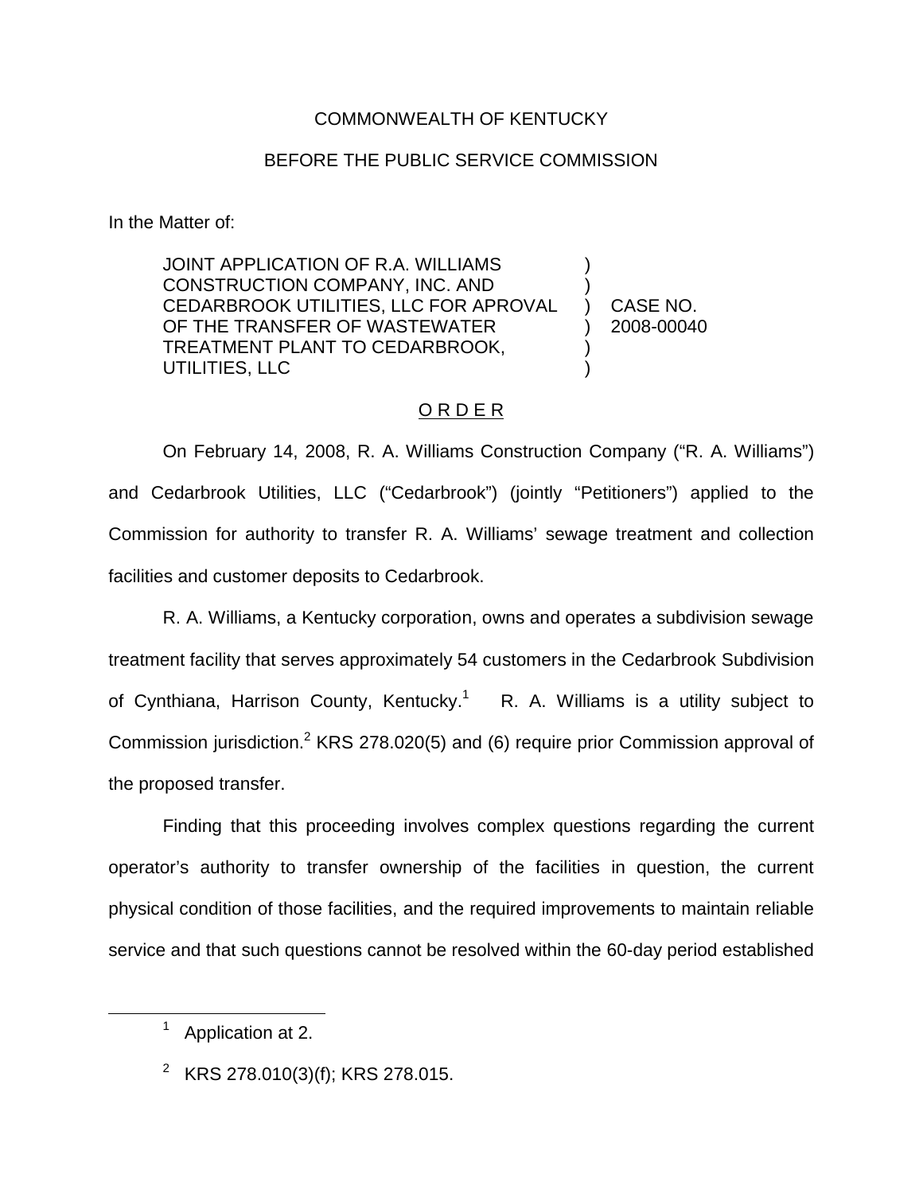COMMONWEALTH OF KENTUCKY

BEFORE THE PUBLIC SERVICE COMMISSION

In the Matter of:

JOINT APPLICATION OF R.A. WILLIAMS CONSTRUCTION COMPANY, INC. AND CEDARBROOK UTILITIES, LLC FOR APROVAL OF THE TRANSFER OF WASTEWATER TREATMENT PLANT TO CEDARBROOK, UTILITIES, LLC ) CASE NO. 2008-00040

O R D E R

On February 14, 2008, R. A. Williams Construction Company ("R. A. Williams") and Cedarbrook Utilities, LLC ("Cedarbrook") (jointly "Petitioners") applied to the Commission for authority to transfer R. A. Williams' sewage treatment and collection facilities and customer deposits to Cedarbrook.

R. A. Williams, a Kentucky corporation, owns and operates a subdivision sewage treatment facility that serves approximately 54 customers in the Cedarbrook Subdivision of Cynthiana, Harrison County, Kentucky.[1] R. A. Williams is a utility subject to Commission jurisdiction.[2] KRS 278.020(5) and (6) require prior Commission approval of the proposed transfer.

Finding that this proceeding involves complex questions regarding the current operator's authority to transfer ownership of the facilities in question, the current physical condition of those facilities, and the required improvements to maintain reliable service and that such questions cannot be resolved within the 60-day period established

---

[1] Application at 2.

[2] KRS 278.010(3)(f); KRS 278.015.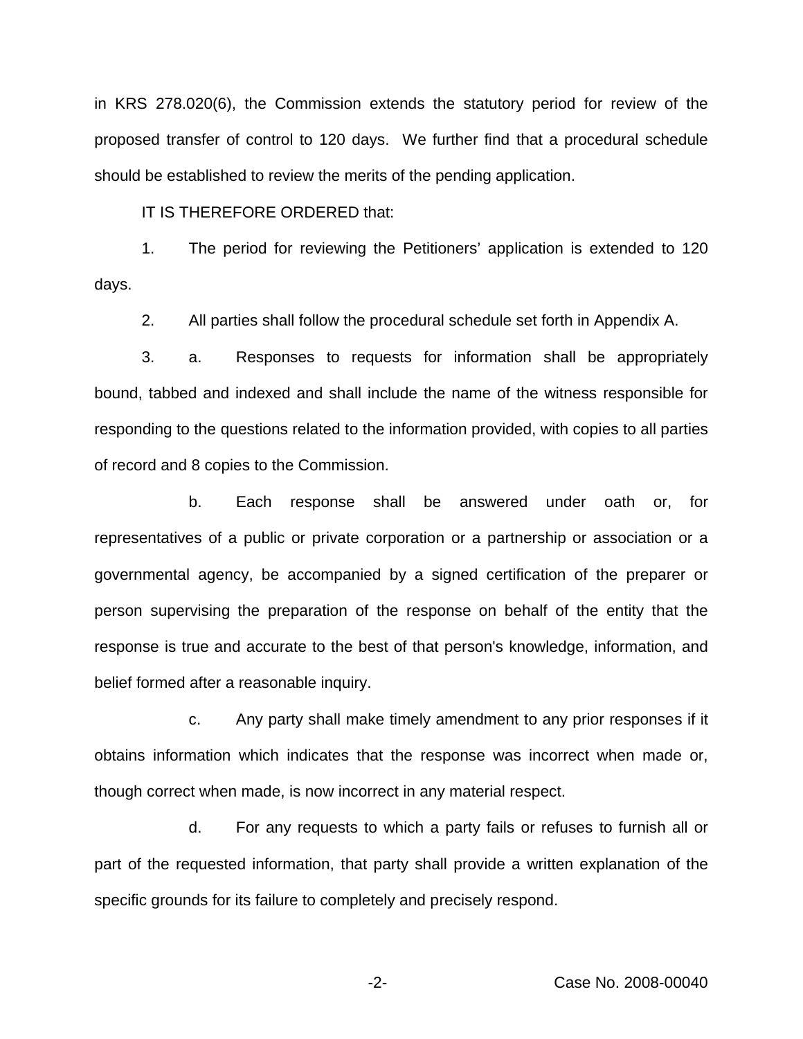in KRS 278.020(6), the Commission extends the statutory period for review of the proposed transfer of control to 120 days. We further find that a procedural schedule should be established to review the merits of the pending application.

IT IS THEREFORE ORDERED that:

1. The period for reviewing the Petitioners' application is extended to 120 days.

2. All parties shall follow the procedural schedule set forth in Appendix A.

3. a. Responses to requests for information shall be appropriately bound, tabbed and indexed and shall include the name of the witness responsible for responding to the questions related to the information provided, with copies to all parties of record and 8 copies to the Commission.

b. Each response shall be answered under oath or, for representatives of a public or private corporation or a partnership or association or a governmental agency, be accompanied by a signed certification of the preparer or person supervising the preparation of the response on behalf of the entity that the response is true and accurate to the best of that person's knowledge, information, and belief formed after a reasonable inquiry.

c. Any party shall make timely amendment to any prior responses if it obtains information which indicates that the response was incorrect when made or, though correct when made, is now incorrect in any material respect.

d. For any requests to which a party fails or refuses to furnish all or part of the requested information, that party shall provide a written explanation of the specific grounds for its failure to completely and precisely respond.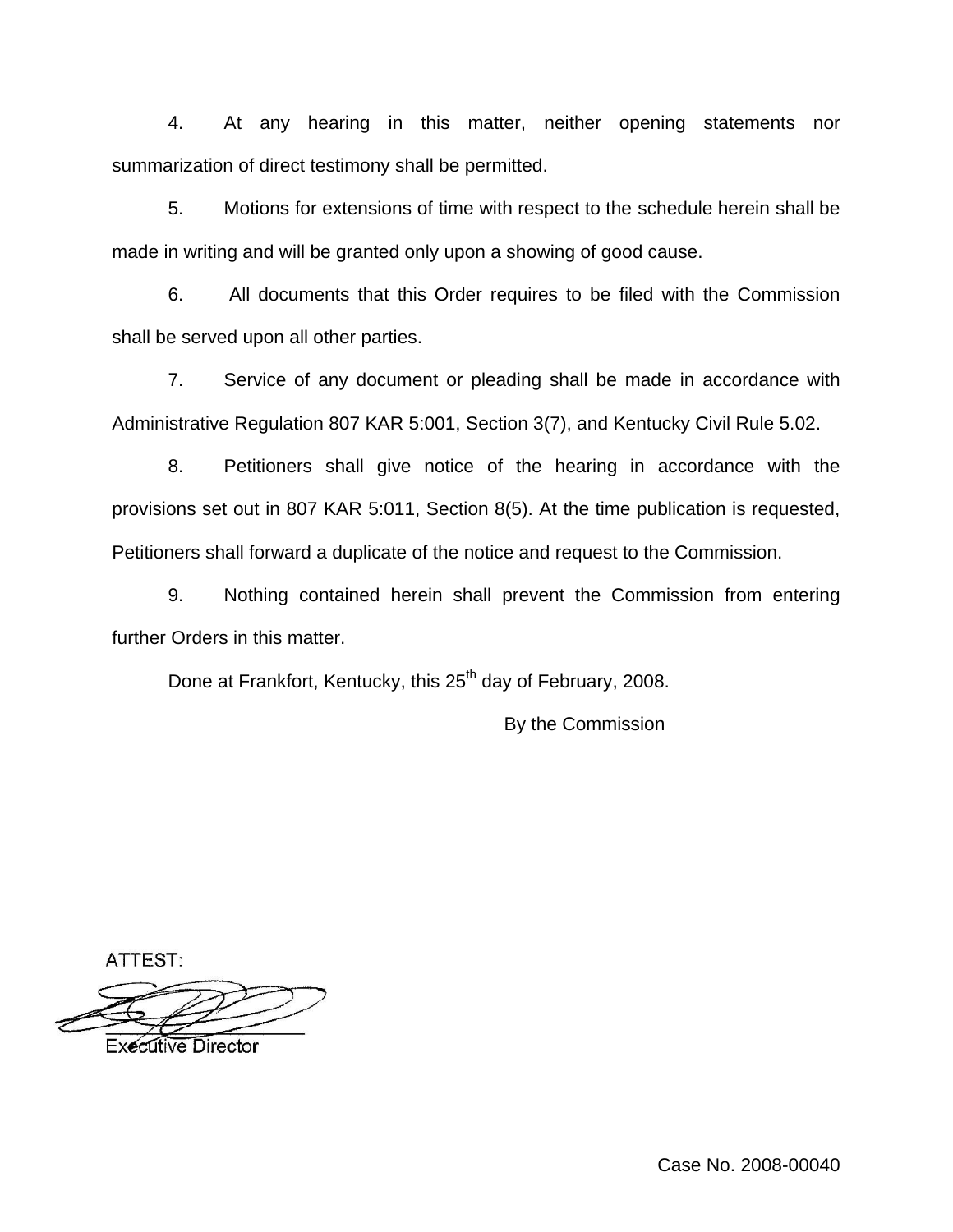4. At any hearing in this matter, neither opening statements nor summarization of direct testimony shall be permitted.

5. Motions for extensions of time with respect to the schedule herein shall be made in writing and will be granted only upon a showing of good cause.

6. All documents that this Order requires to be filed with the Commission shall be served upon all other parties.

7. Service of any document or pleading shall be made in accordance with Administrative Regulation 807 KAR 5:001, Section 3(7), and Kentucky Civil Rule 5.02.

8. Petitioners shall give notice of the hearing in accordance with the provisions set out in 807 KAR 5:011, Section 8(5). At the time publication is requested, Petitioners shall forward a duplicate of the notice and request to the Commission.

9. Nothing contained herein shall prevent the Commission from entering further Orders in this matter.

Done at Frankfort, Kentucky, this 25th day of February, 2008.

By the Commission

ATTEST:

Executive Director

Case No. 2008-00040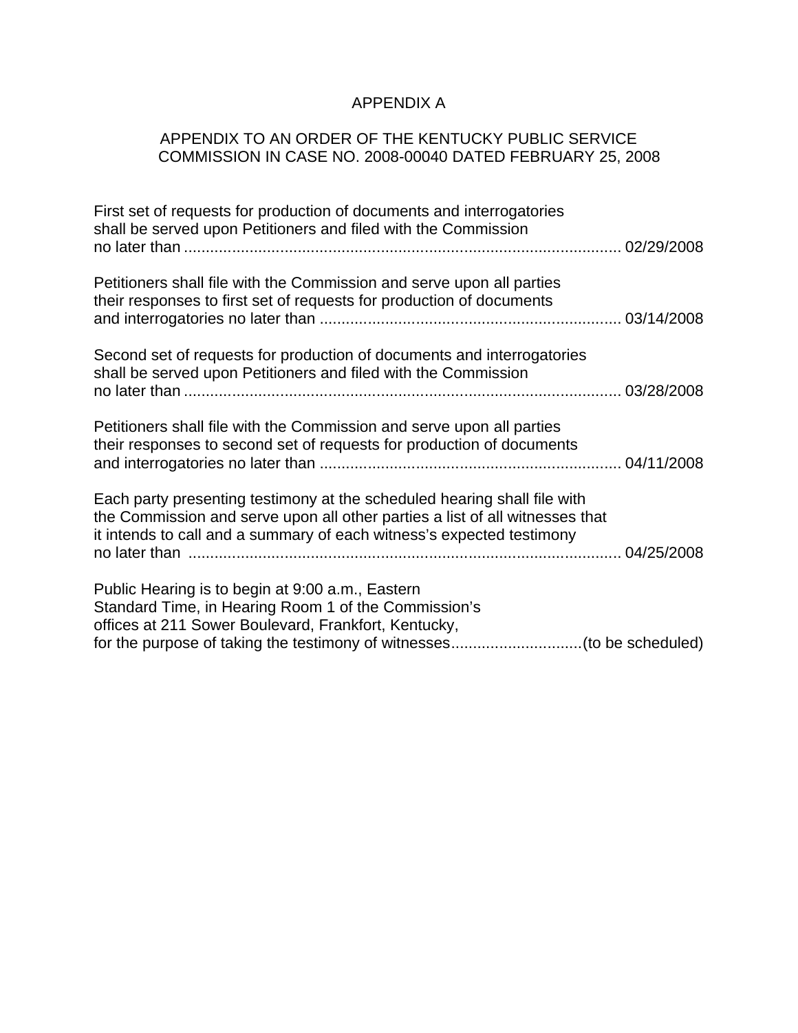APPENDIX A

APPENDIX TO AN ORDER OF THE KENTUCKY PUBLIC SERVICE COMMISSION IN CASE NO. 2008-00040 DATED FEBRUARY 25, 2008

First set of requests for production of documents and interrogatories shall be served upon Petitioners and filed with the Commission no later than .................................................................................................... 02/29/2008

Petitioners shall file with the Commission and serve upon all parties their responses to first set of requests for production of documents and interrogatories no later than .................................................................... 03/14/2008

Second set of requests for production of documents and interrogatories shall be served upon Petitioners and filed with the Commission no later than .................................................................................................... 03/28/2008

Petitioners shall file with the Commission and serve upon all parties their responses to second set of requests for production of documents and interrogatories no later than .................................................................... 04/11/2008

Each party presenting testimony at the scheduled hearing shall file with the Commission and serve upon all other parties a list of all witnesses that it intends to call and a summary of each witness's expected testimony no later than .................................................................................................... 04/25/2008

Public Hearing is to begin at 9:00 a.m., Eastern Standard Time, in Hearing Room 1 of the Commission's offices at 211 Sower Boulevard, Frankfort, Kentucky, for the purpose of taking the testimony of witnesses..............................(to be scheduled)